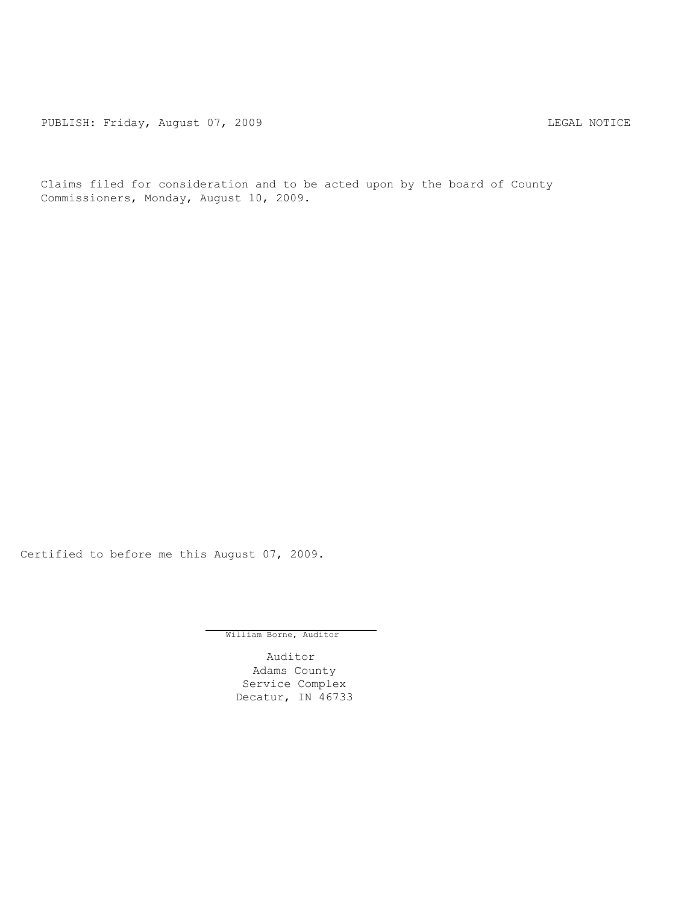PUBLISH: Friday, August 07, 2009 LEGAL NOTICE

Claims filed for consideration and to be acted upon by the board of County Commissioners, Monday, August 10, 2009.

Certified to before me this August 07, 2009.

William Borne, Auditor

Auditor
Adams County
Service Complex
Decatur, IN 46733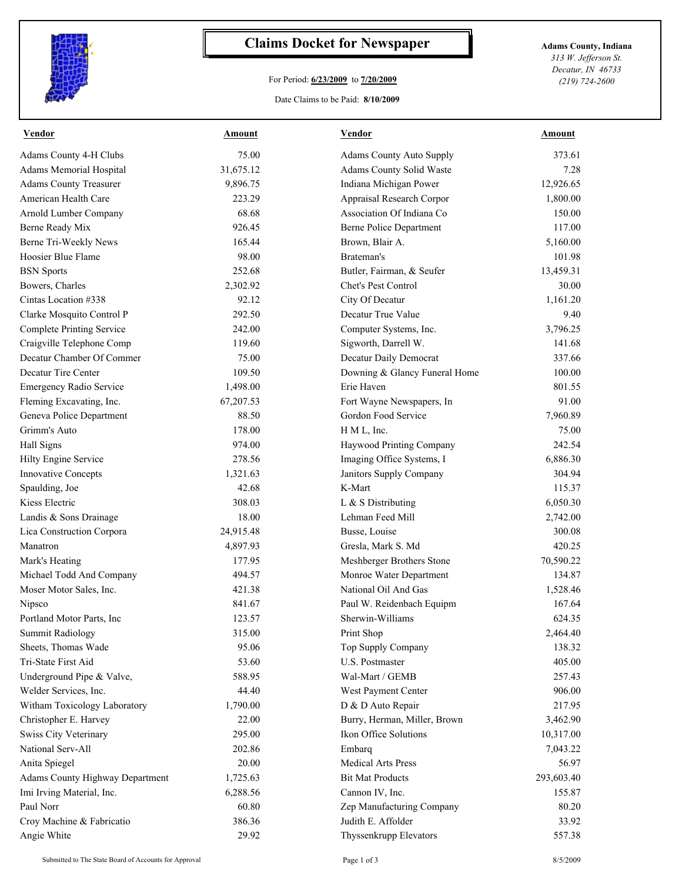# Claims Docket for Newspaper

For Period: **6/23/2009** to **7/20/2009**

Date Claims to be Paid: **8/10/2009**

**Adams County, Indiana**
*313 W. Jefferson St.*
*Decatur, IN 46733*
*(219) 724-2600*

| Vendor | Amount | Vendor | Amount |
|---|---|---|---|
| Adams County 4-H Clubs | 75.00 | Adams County Auto Supply | 373.61 |
| Adams Memorial Hospital | 31,675.12 | Adams County Solid Waste | 7.28 |
| Adams County Treasurer | 9,896.75 | Indiana Michigan Power | 12,926.65 |
| American Health Care | 223.29 | Appraisal Research Corpor | 1,800.00 |
| Arnold Lumber Company | 68.68 | Association Of Indiana Co | 150.00 |
| Berne Ready Mix | 926.45 | Berne Police Department | 117.00 |
| Berne Tri-Weekly News | 165.44 | Brown, Blair A. | 5,160.00 |
| Hoosier Blue Flame | 98.00 | Brateman's | 101.98 |
| BSN Sports | 252.68 | Butler, Fairman, & Seufer | 13,459.31 |
| Bowers, Charles | 2,302.92 | Chet's Pest Control | 30.00 |
| Cintas Location #338 | 92.12 | City Of Decatur | 1,161.20 |
| Clarke Mosquito Control P | 292.50 | Decatur True Value | 9.40 |
| Complete Printing Service | 242.00 | Computer Systems, Inc. | 3,796.25 |
| Craigville Telephone Comp | 119.60 | Sigworth, Darrell W. | 141.68 |
| Decatur Chamber Of Commer | 75.00 | Decatur Daily Democrat | 337.66 |
| Decatur Tire Center | 109.50 | Downing & Glancy Funeral Home | 100.00 |
| Emergency Radio Service | 1,498.00 | Erie Haven | 801.55 |
| Fleming Excavating, Inc. | 67,207.53 | Fort Wayne Newspapers, In | 91.00 |
| Geneva Police Department | 88.50 | Gordon Food Service | 7,960.89 |
| Grimm's Auto | 178.00 | H M L, Inc. | 75.00 |
| Hall Signs | 974.00 | Haywood Printing Company | 242.54 |
| Hilty Engine Service | 278.56 | Imaging Office Systems, I | 6,886.30 |
| Innovative Concepts | 1,321.63 | Janitors Supply Company | 304.94 |
| Spaulding, Joe | 42.68 | K-Mart | 115.37 |
| Kiess Electric | 308.03 | L & S Distributing | 6,050.30 |
| Landis & Sons Drainage | 18.00 | Lehman Feed Mill | 2,742.00 |
| Lica Construction Corpora | 24,915.48 | Busse, Louise | 300.08 |
| Manatron | 4,897.93 | Gresla, Mark S. Md | 420.25 |
| Mark's Heating | 177.95 | Meshberger Brothers Stone | 70,590.22 |
| Michael Todd And Company | 494.57 | Monroe Water Department | 134.87 |
| Moser Motor Sales, Inc. | 421.38 | National Oil And Gas | 1,528.46 |
| Nipsco | 841.67 | Paul W. Reidenbach Equipm | 167.64 |
| Portland Motor Parts, Inc | 123.57 | Sherwin-Williams | 624.35 |
| Summit Radiology | 315.00 | Print Shop | 2,464.40 |
| Sheets, Thomas Wade | 95.06 | Top Supply Company | 138.32 |
| Tri-State First Aid | 53.60 | U.S. Postmaster | 405.00 |
| Underground Pipe & Valve, | 588.95 | Wal-Mart / GEMB | 257.43 |
| Welder Services, Inc. | 44.40 | West Payment Center | 906.00 |
| Witham Toxicology Laboratory | 1,790.00 | D & D Auto Repair | 217.95 |
| Christopher E. Harvey | 22.00 | Burry, Herman, Miller, Brown | 3,462.90 |
| Swiss City Veterinary | 295.00 | Ikon Office Solutions | 10,317.00 |
| National Serv-All | 202.86 | Embarq | 7,043.22 |
| Anita Spiegel | 20.00 | Medical Arts Press | 56.97 |
| Adams County Highway Department | 1,725.63 | Bit Mat Products | 293,603.40 |
| Imi Irving Material, Inc. | 6,288.56 | Cannon IV, Inc. | 155.87 |
| Paul Norr | 60.80 | Zep Manufacturing Company | 80.20 |
| Croy Machine & Fabricatio | 386.36 | Judith E. Affolder | 33.92 |
| Angie White | 29.92 | Thyssenkrupp Elevators | 557.38 |

Submitted to The State Board of Accounts for Approval

8/5/2009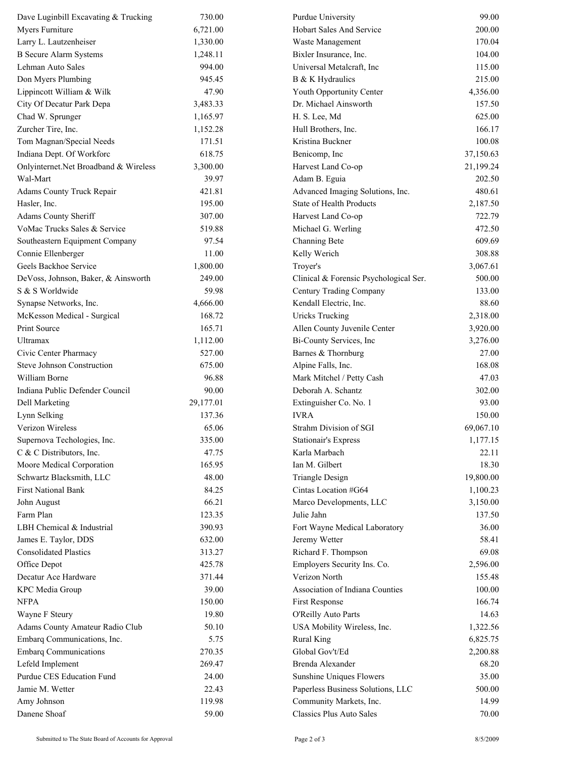| Vendor | Amount | Vendor | Amount |
|---|---|---|---|
| Dave Luginbill Excavating & Trucking | 730.00 | Purdue University | 99.00 |
| Myers Furniture | 6,721.00 | Hobart Sales And Service | 200.00 |
| Larry L. Lautzenheiser | 1,330.00 | Waste Management | 170.04 |
| B Secure Alarm Systems | 1,248.11 | Bixler Insurance, Inc. | 104.00 |
| Lehman Auto Sales | 994.00 | Universal Metalcraft, Inc | 115.00 |
| Don Myers Plumbing | 945.45 | B & K Hydraulics | 215.00 |
| Lippincott William & Wilk | 47.90 | Youth Opportunity Center | 4,356.00 |
| City Of Decatur Park Depa | 3,483.33 | Dr. Michael Ainsworth | 157.50 |
| Chad W. Sprunger | 1,165.97 | H. S. Lee, Md | 625.00 |
| Zurcher Tire, Inc. | 1,152.28 | Hull Brothers, Inc. | 166.17 |
| Tom Magnan/Special Needs | 171.51 | Kristina Buckner | 100.08 |
| Indiana Dept. Of Workforc | 618.75 | Benicomp, Inc | 37,150.63 |
| Onlyinternet.Net Broadband & Wireless | 3,300.00 | Harvest Land Co-op | 21,199.24 |
| Wal-Mart | 39.97 | Adam B. Eguia | 202.50 |
| Adams County Truck Repair | 421.81 | Advanced Imaging Solutions, Inc. | 480.61 |
| Hasler, Inc. | 195.00 | State of Health Products | 2,187.50 |
| Adams County Sheriff | 307.00 | Harvest Land Co-op | 722.79 |
| VoMac Trucks Sales & Service | 519.88 | Michael G. Werling | 472.50 |
| Southeastern Equipment Company | 97.54 | Channing Bete | 609.69 |
| Connie Ellenberger | 11.00 | Kelly Werich | 308.88 |
| Geels Backhoe Service | 1,800.00 | Troyer's | 3,067.61 |
| DeVoss, Johnson, Baker, & Ainsworth | 249.00 | Clinical & Forensic Psychological Ser. | 500.00 |
| S & S Worldwide | 59.98 | Century Trading Company | 133.00 |
| Synapse Networks, Inc. | 4,666.00 | Kendall Electric, Inc. | 88.60 |
| McKesson Medical - Surgical | 168.72 | Uricks Trucking | 2,318.00 |
| Print Source | 165.71 | Allen County Juvenile Center | 3,920.00 |
| Ultramax | 1,112.00 | Bi-County Services, Inc | 3,276.00 |
| Civic Center Pharmacy | 527.00 | Barnes & Thornburg | 27.00 |
| Steve Johnson Construction | 675.00 | Alpine Falls, Inc. | 168.08 |
| William Borne | 96.88 | Mark Mitchel / Petty Cash | 47.03 |
| Indiana Public Defender Council | 90.00 | Deborah A. Schantz | 302.00 |
| Dell Marketing | 29,177.01 | Extinguisher Co. No. 1 | 93.00 |
| Lynn Selking | 137.36 | IVRA | 150.00 |
| Verizon Wireless | 65.06 | Strahm Division of SGI | 69,067.10 |
| Supernova Techologies, Inc. | 335.00 | Stationair's Express | 1,177.15 |
| C & C Distributors, Inc. | 47.75 | Karla Marbach | 22.11 |
| Moore Medical Corporation | 165.95 | Ian M. Gilbert | 18.30 |
| Schwartz Blacksmith, LLC | 48.00 | Triangle Design | 19,800.00 |
| First National Bank | 84.25 | Cintas Location #G64 | 1,100.23 |
| John August | 66.21 | Marco Developments, LLC | 3,150.00 |
| Farm Plan | 123.35 | Julie Jahn | 137.50 |
| LBH Chemical & Industrial | 390.93 | Fort Wayne Medical Laboratory | 36.00 |
| James E. Taylor, DDS | 632.00 | Jeremy Wetter | 58.41 |
| Consolidated Plastics | 313.27 | Richard F. Thompson | 69.08 |
| Office Depot | 425.78 | Employers Security Ins. Co. | 2,596.00 |
| Decatur Ace Hardware | 371.44 | Verizon North | 155.48 |
| KPC Media Group | 39.00 | Association of Indiana Counties | 100.00 |
| NFPA | 150.00 | First Response | 166.74 |
| Wayne F Steury | 19.80 | O'Reilly Auto Parts | 14.63 |
| Adams County Amateur Radio Club | 50.10 | USA Mobility Wireless, Inc. | 1,322.56 |
| Embarq Communications, Inc. | 5.75 | Rural King | 6,825.75 |
| Embarq Communications | 270.35 | Global Gov't/Ed | 2,200.88 |
| Lefeld Implement | 269.47 | Brenda Alexander | 68.20 |
| Purdue CES Education Fund | 24.00 | Sunshine Uniques Flowers | 35.00 |
| Jamie M. Wetter | 22.43 | Paperless Business Solutions, LLC | 500.00 |
| Amy Johnson | 119.98 | Community Markets, Inc. | 14.99 |
| Danene Shoaf | 59.00 | Classics Plus Auto Sales | 70.00 |

Submitted to The State Board of Accounts for Approval — 8/5/2009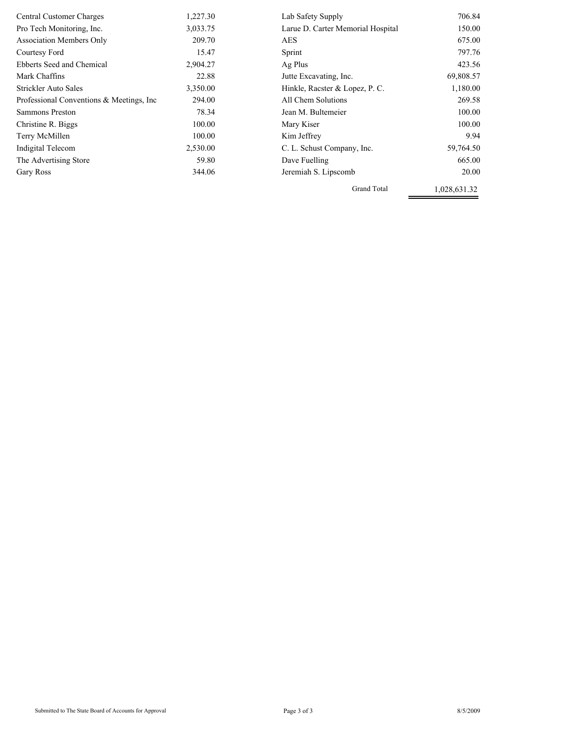| | | | |
|---|---|---|---|
| Central Customer Charges | 1,227.30 | Lab Safety Supply | 706.84 |
| Pro Tech Monitoring, Inc. | 3,033.75 | Larue D. Carter Memorial Hospital | 150.00 |
| Association Members Only | 209.70 | AES | 675.00 |
| Courtesy Ford | 15.47 | Sprint | 797.76 |
| Ebberts Seed and Chemical | 2,904.27 | Ag Plus | 423.56 |
| Mark Chaffins | 22.88 | Jutte Excavating, Inc. | 69,808.57 |
| Strickler Auto Sales | 3,350.00 | Hinkle, Racster & Lopez, P. C. | 1,180.00 |
| Professional Conventions & Meetings, Inc | 294.00 | All Chem Solutions | 269.58 |
| Sammons Preston | 78.34 | Jean M. Bultemeier | 100.00 |
| Christine R. Biggs | 100.00 | Mary Kiser | 100.00 |
| Terry McMillen | 100.00 | Kim Jeffrey | 9.94 |
| Indigital Telecom | 2,530.00 | C. L. Schust Company, Inc. | 59,764.50 |
| The Advertising Store | 59.80 | Dave Fuelling | 665.00 |
| Gary Ross | 344.06 | Jeremiah S. Lipscomb | 20.00 |
| | | Grand Total | 1,028,631.32 |

Submitted to The State Board of Accounts for Approval

8/5/2009